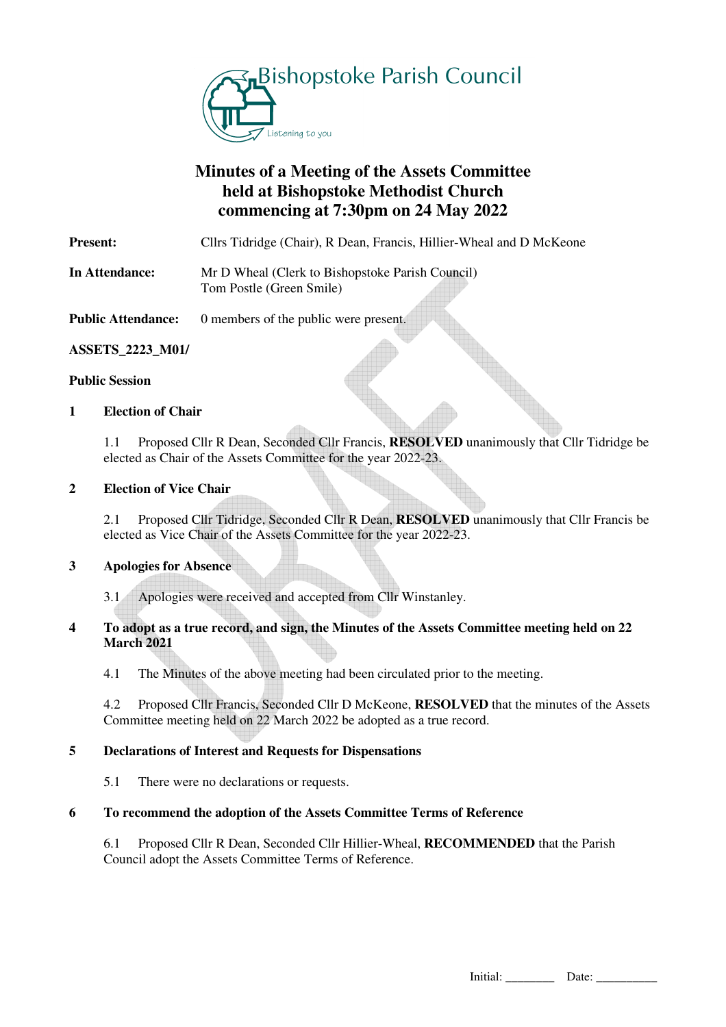Bishopstoke Parish Council

Listening to you

# Minutes of a Meeting of the Assets Committee held at Bishopstoke Methodist Church commencing at 7:30pm on 24 May 2022

**Present:** Cllrs Tidridge (Chair), R Dean, Francis, Hillier-Wheal and D McKeone

**In Attendance:** Mr D Wheal (Clerk to Bishopstoke Parish Council)
Tom Postle (Green Smile)

**Public Attendance:** 0 members of the public were present.

**ASSETS_2223_M01/**

**Public Session**

**1 Election of Chair**

1.1 Proposed Cllr R Dean, Seconded Cllr Francis, **RESOLVED** unanimously that Cllr Tidridge be elected as Chair of the Assets Committee for the year 2022-23.

**2 Election of Vice Chair**

2.1 Proposed Cllr Tidridge, Seconded Cllr R Dean, **RESOLVED** unanimously that Cllr Francis be elected as Vice Chair of the Assets Committee for the year 2022-23.

**3 Apologies for Absence**

3.1 Apologies were received and accepted from Cllr Winstanley.

**4 To adopt as a true record, and sign, the Minutes of the Assets Committee meeting held on 22 March 2021**

4.1 The Minutes of the above meeting had been circulated prior to the meeting.

4.2 Proposed Cllr Francis, Seconded Cllr D McKeone, **RESOLVED** that the minutes of the Assets Committee meeting held on 22 March 2022 be adopted as a true record.

**5 Declarations of Interest and Requests for Dispensations**

5.1 There were no declarations or requests.

**6 To recommend the adoption of the Assets Committee Terms of Reference**

6.1 Proposed Cllr R Dean, Seconded Cllr Hillier-Wheal, **RECOMMENDED** that the Parish Council adopt the Assets Committee Terms of Reference.

Initial: ________ Date: __________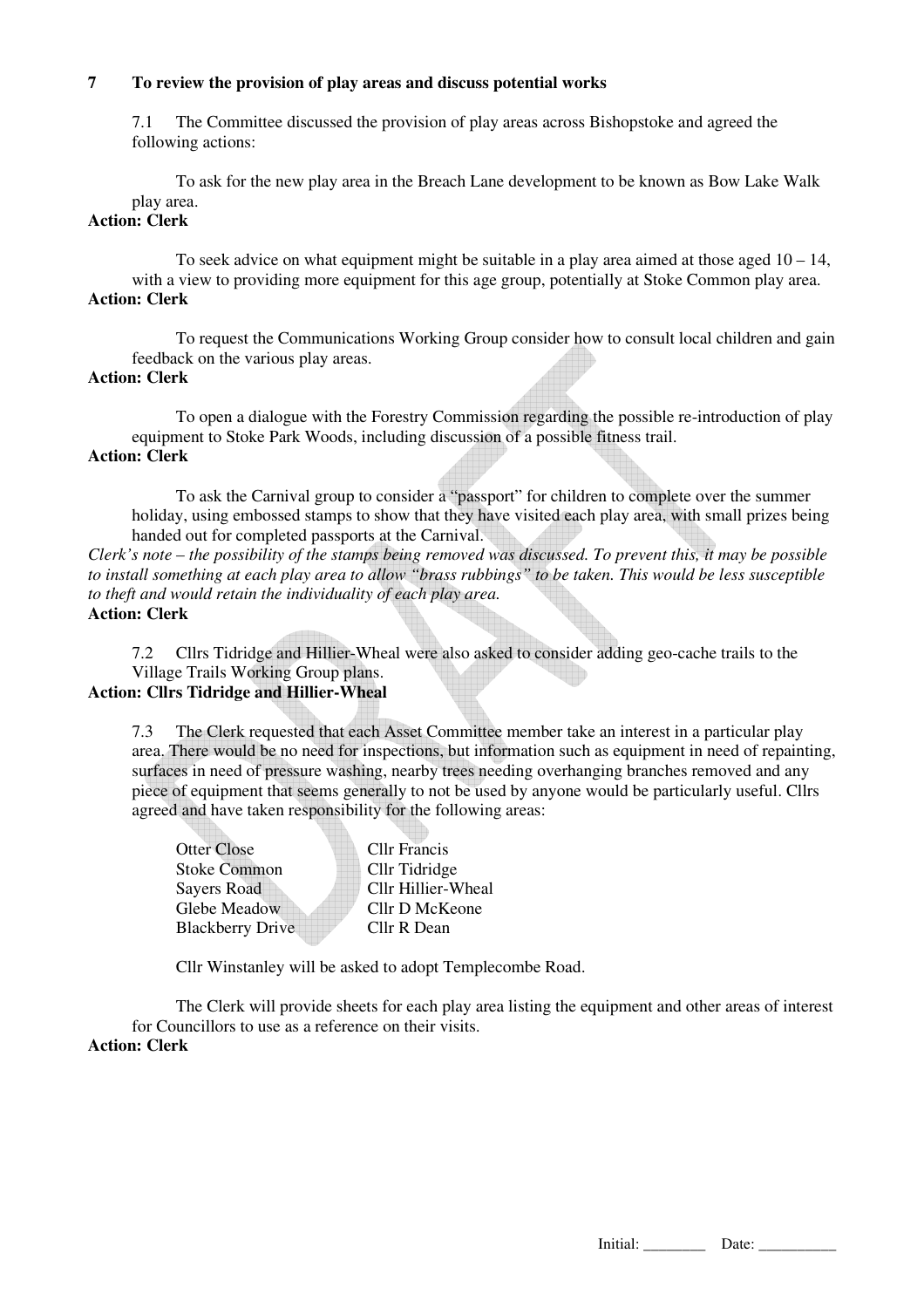## 7 To review the provision of play areas and discuss potential works

7.1 The Committee discussed the provision of play areas across Bishopstoke and agreed the following actions:

To ask for the new play area in the Breach Lane development to be known as Bow Lake Walk play area.

**Action: Clerk**

To seek advice on what equipment might be suitable in a play area aimed at those aged 10 – 14, with a view to providing more equipment for this age group, potentially at Stoke Common play area.

**Action: Clerk**

To request the Communications Working Group consider how to consult local children and gain feedback on the various play areas.

**Action: Clerk**

To open a dialogue with the Forestry Commission regarding the possible re-introduction of play equipment to Stoke Park Woods, including discussion of a possible fitness trail.

**Action: Clerk**

To ask the Carnival group to consider a "passport" for children to complete over the summer holiday, using embossed stamps to show that they have visited each play area, with small prizes being handed out for completed passports at the Carnival.

*Clerk's note – the possibility of the stamps being removed was discussed. To prevent this, it may be possible to install something at each play area to allow "brass rubbings" to be taken. This would be less susceptible to theft and would retain the individuality of each play area.*

**Action: Clerk**

7.2 Cllrs Tidridge and Hillier-Wheal were also asked to consider adding geo-cache trails to the Village Trails Working Group plans.

**Action: Cllrs Tidridge and Hillier-Wheal**

7.3 The Clerk requested that each Asset Committee member take an interest in a particular play area. There would be no need for inspections, but information such as equipment in need of repainting, surfaces in need of pressure washing, nearby trees needing overhanging branches removed and any piece of equipment that seems generally to not be used by anyone would be particularly useful. Cllrs agreed and have taken responsibility for the following areas:

| | |
|---|---|
| Otter Close | Cllr Francis |
| Stoke Common | Cllr Tidridge |
| Sayers Road | Cllr Hillier-Wheal |
| Glebe Meadow | Cllr D McKeone |
| Blackberry Drive | Cllr R Dean |

Cllr Winstanley will be asked to adopt Templecombe Road.

The Clerk will provide sheets for each play area listing the equipment and other areas of interest for Councillors to use as a reference on their visits.

**Action: Clerk**

Initial: ________ Date: __________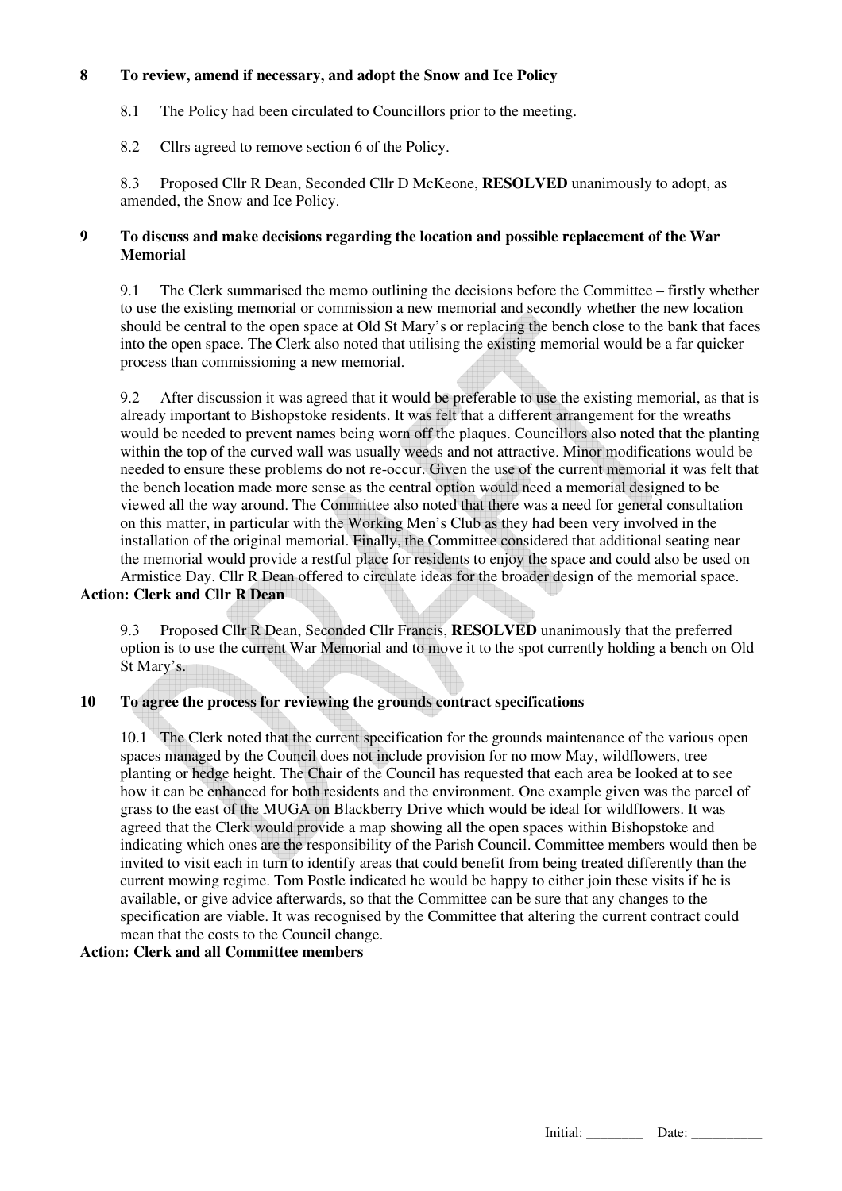## 8 To review, amend if necessary, and adopt the Snow and Ice Policy

8.1 The Policy had been circulated to Councillors prior to the meeting.

8.2 Cllrs agreed to remove section 6 of the Policy.

8.3 Proposed Cllr R Dean, Seconded Cllr D McKeone, **RESOLVED** unanimously to adopt, as amended, the Snow and Ice Policy.

## 9 To discuss and make decisions regarding the location and possible replacement of the War Memorial

9.1 The Clerk summarised the memo outlining the decisions before the Committee – firstly whether to use the existing memorial or commission a new memorial and secondly whether the new location should be central to the open space at Old St Mary's or replacing the bench close to the bank that faces into the open space. The Clerk also noted that utilising the existing memorial would be a far quicker process than commissioning a new memorial.

9.2 After discussion it was agreed that it would be preferable to use the existing memorial, as that is already important to Bishopstoke residents. It was felt that a different arrangement for the wreaths would be needed to prevent names being worn off the plaques. Councillors also noted that the planting within the top of the curved wall was usually weeds and not attractive. Minor modifications would be needed to ensure these problems do not re-occur. Given the use of the current memorial it was felt that the bench location made more sense as the central option would need a memorial designed to be viewed all the way around. The Committee also noted that there was a need for general consultation on this matter, in particular with the Working Men's Club as they had been very involved in the installation of the original memorial. Finally, the Committee considered that additional seating near the memorial would provide a restful place for residents to enjoy the space and could also be used on Armistice Day. Cllr R Dean offered to circulate ideas for the broader design of the memorial space.

**Action: Clerk and Cllr R Dean**

9.3 Proposed Cllr R Dean, Seconded Cllr Francis, **RESOLVED** unanimously that the preferred option is to use the current War Memorial and to move it to the spot currently holding a bench on Old St Mary's.

## 10 To agree the process for reviewing the grounds contract specifications

10.1 The Clerk noted that the current specification for the grounds maintenance of the various open spaces managed by the Council does not include provision for no mow May, wildflowers, tree planting or hedge height. The Chair of the Council has requested that each area be looked at to see how it can be enhanced for both residents and the environment. One example given was the parcel of grass to the east of the MUGA on Blackberry Drive which would be ideal for wildflowers. It was agreed that the Clerk would provide a map showing all the open spaces within Bishopstoke and indicating which ones are the responsibility of the Parish Council. Committee members would then be invited to visit each in turn to identify areas that could benefit from being treated differently than the current mowing regime. Tom Postle indicated he would be happy to either join these visits if he is available, or give advice afterwards, so that the Committee can be sure that any changes to the specification are viable. It was recognised by the Committee that altering the current contract could mean that the costs to the Council change.

**Action: Clerk and all Committee members**

Initial: ________ Date: __________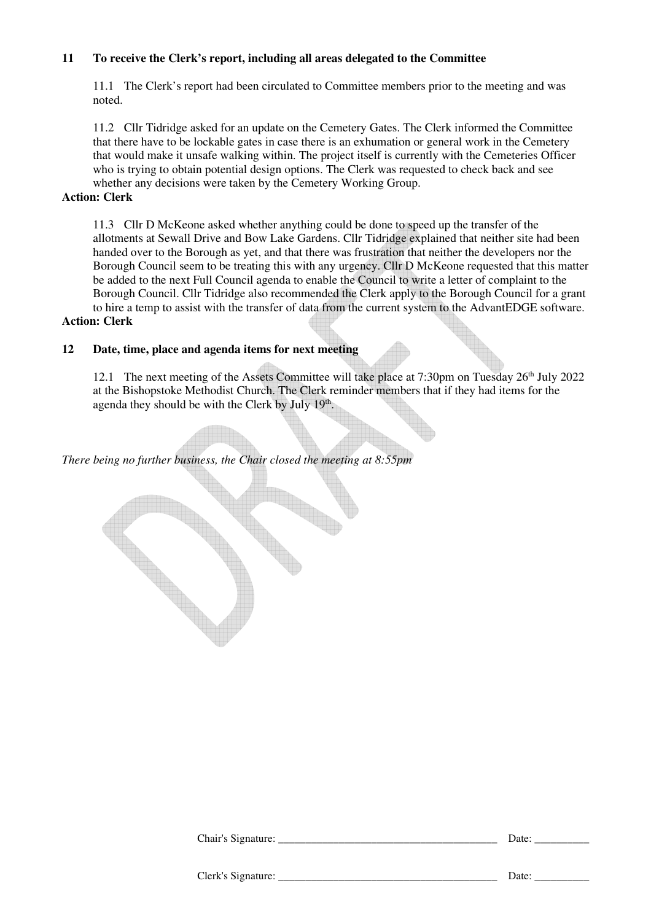## 11 To receive the Clerk's report, including all areas delegated to the Committee

11.1 The Clerk's report had been circulated to Committee members prior to the meeting and was noted.

11.2 Cllr Tidridge asked for an update on the Cemetery Gates. The Clerk informed the Committee that there have to be lockable gates in case there is an exhumation or general work in the Cemetery that would make it unsafe walking within. The project itself is currently with the Cemeteries Officer who is trying to obtain potential design options. The Clerk was requested to check back and see whether any decisions were taken by the Cemetery Working Group.

**Action: Clerk**

11.3 Cllr D McKeone asked whether anything could be done to speed up the transfer of the allotments at Sewall Drive and Bow Lake Gardens. Cllr Tidridge explained that neither site had been handed over to the Borough as yet, and that there was frustration that neither the developers nor the Borough Council seem to be treating this with any urgency. Cllr D McKeone requested that this matter be added to the next Full Council agenda to enable the Council to write a letter of complaint to the Borough Council. Cllr Tidridge also recommended the Clerk apply to the Borough Council for a grant to hire a temp to assist with the transfer of data from the current system to the AdvantEDGE software.

**Action: Clerk**

## 12 Date, time, place and agenda items for next meeting

12.1 The next meeting of the Assets Committee will take place at 7:30pm on Tuesday 26th July 2022 at the Bishopstoke Methodist Church. The Clerk reminder members that if they had items for the agenda they should be with the Clerk by July 19th.

*There being no further business, the Chair closed the meeting at 8:55pm*

Chair's Signature: ________________________________________ Date: __________

Clerk's Signature: ________________________________________ Date: __________